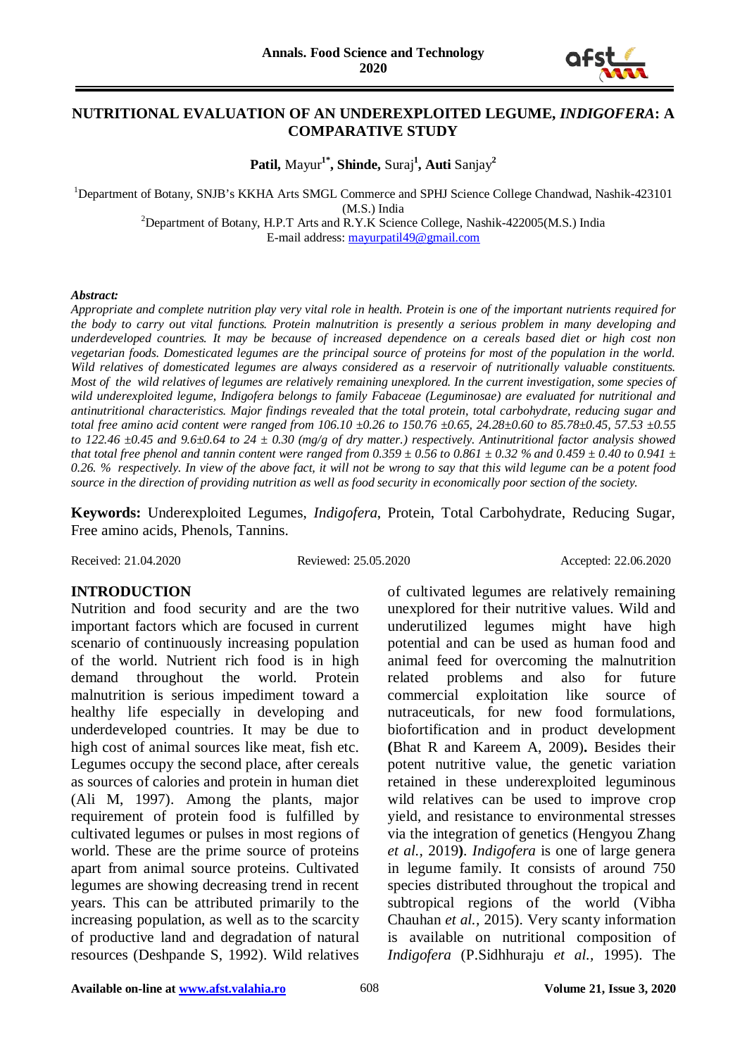# NUTRITIONAL EVALUATION OF AN UNDEREXPLOITED LEGUME, *INDIGOFERA*: A COMPARATIVE STUDY

**Patil,** Mayur[1*], **Shinde,** Suraj[1], **Auti** Sanjay[2]

[1]Department of Botany, SNJB's KKHA Arts SMGL Commerce and SPHJ Science College Chandwad, Nashik-423101 (M.S.) India

[2]Department of Botany, H.P.T Arts and R.Y.K Science College, Nashik-422005(M.S.) India

E-mail address: mayurpatil49@gmail.com

***Abstract:***

*Appropriate and complete nutrition play very vital role in health. Protein is one of the important nutrients required for the body to carry out vital functions. Protein malnutrition is presently a serious problem in many developing and underdeveloped countries. It may be because of increased dependence on a cereals based diet or high cost non vegetarian foods. Domesticated legumes are the principal source of proteins for most of the population in the world. Wild relatives of domesticated legumes are always considered as a reservoir of nutritionally valuable constituents. Most of the wild relatives of legumes are relatively remaining unexplored. In the current investigation, some species of wild underexploited legume, Indigofera belongs to family Fabaceae (Leguminosae) are evaluated for nutritional and antinutritional characteristics. Major findings revealed that the total protein, total carbohydrate, reducing sugar and total free amino acid content were ranged from 106.10 ±0.26 to 150.76 ±0.65, 24.28±0.60 to 85.78±0.45, 57.53 ±0.55 to 122.46 ±0.45 and 9.6±0.64 to 24 ± 0.30 (mg/g of dry matter.) respectively. Antinutritional factor analysis showed that total free phenol and tannin content were ranged from 0.359 ± 0.56 to 0.861 ± 0.32 % and 0.459 ± 0.40 to 0.941 ± 0.26. % respectively. In view of the above fact, it will not be wrong to say that this wild legume can be a potent food source in the direction of providing nutrition as well as food security in economically poor section of the society.*

**Keywords:** Underexploited Legumes, *Indigofera*, Protein, Total Carbohydrate, Reducing Sugar, Free amino acids, Phenols, Tannins.

Received: 21.04.2020 Reviewed: 25.05.2020 Accepted: 22.06.2020

## INTRODUCTION

Nutrition and food security and are the two important factors which are focused in current scenario of continuously increasing population of the world. Nutrient rich food is in high demand throughout the world. Protein malnutrition is serious impediment toward a healthy life especially in developing and underdeveloped countries. It may be due to high cost of animal sources like meat, fish etc. Legumes occupy the second place, after cereals as sources of calories and protein in human diet (Ali M, 1997). Among the plants, major requirement of protein food is fulfilled by cultivated legumes or pulses in most regions of world. These are the prime source of proteins apart from animal source proteins. Cultivated legumes are showing decreasing trend in recent years. This can be attributed primarily to the increasing population, as well as to the scarcity of productive land and degradation of natural resources (Deshpande S, 1992). Wild relatives of cultivated legumes are relatively remaining unexplored for their nutritive values. Wild and underutilized legumes might have high potential and can be used as human food and animal feed for overcoming the malnutrition related problems and also for future commercial exploitation like source of nutraceuticals, for new food formulations, biofortification and in product development **(**Bhat R and Kareem A, 2009)**.** Besides their potent nutritive value, the genetic variation retained in these underexploited leguminous wild relatives can be used to improve crop yield, and resistance to environmental stresses via the integration of genetics (Hengyou Zhang *et al.*, 2019**)**. *Indigofera* is one of large genera in legume family. It consists of around 750 species distributed throughout the tropical and subtropical regions of the world (Vibha Chauhan *et al.*, 2015). Very scanty information is available on nutritional composition of *Indigofera* (P.Sidhhuraju *et al.,* 1995). The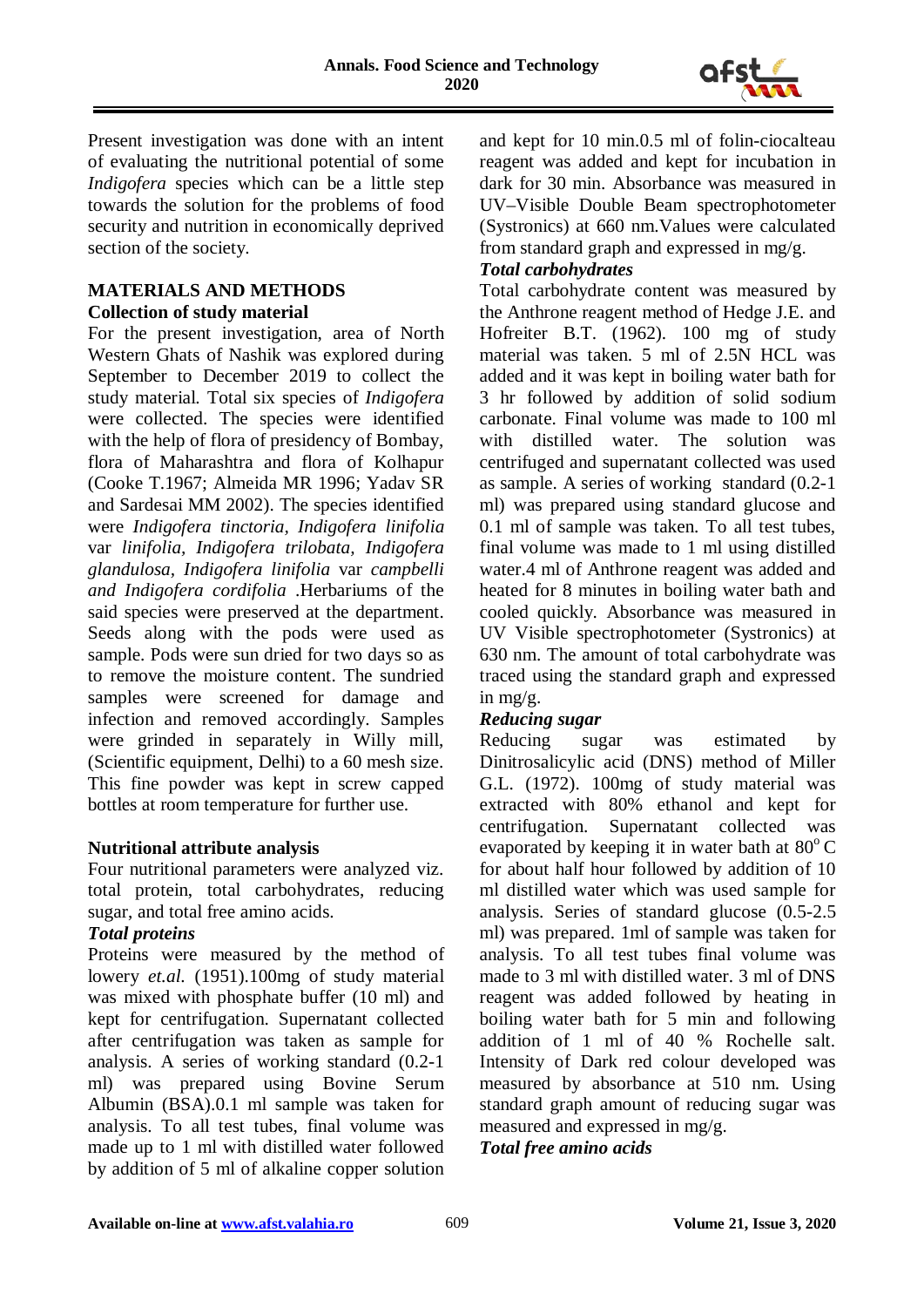Present investigation was done with an intent of evaluating the nutritional potential of some *Indigofera* species which can be a little step towards the solution for the problems of food security and nutrition in economically deprived section of the society.

## MATERIALS AND METHODS

### Collection of study material

For the present investigation, area of North Western Ghats of Nashik was explored during September to December 2019 to collect the study material. Total six species of *Indigofera* were collected. The species were identified with the help of flora of presidency of Bombay, flora of Maharashtra and flora of Kolhapur (Cooke T.1967; Almeida MR 1996; Yadav SR and Sardesai MM 2002). The species identified were *Indigofera tinctoria, Indigofera linifolia* var *linifolia, Indigofera trilobata, Indigofera glandulosa, Indigofera linifolia* var *campbelli and Indigofera cordifolia* .Herbariums of the said species were preserved at the department. Seeds along with the pods were used as sample. Pods were sun dried for two days so as to remove the moisture content. The sundried samples were screened for damage and infection and removed accordingly. Samples were grinded in separately in Willy mill, (Scientific equipment, Delhi) to a 60 mesh size. This fine powder was kept in screw capped bottles at room temperature for further use.

### Nutritional attribute analysis

Four nutritional parameters were analyzed viz. total protein, total carbohydrates, reducing sugar, and total free amino acids.

#### *Total proteins*

Proteins were measured by the method of lowery *et.al.* (1951).100mg of study material was mixed with phosphate buffer (10 ml) and kept for centrifugation. Supernatant collected after centrifugation was taken as sample for analysis. A series of working standard (0.2-1 ml) was prepared using Bovine Serum Albumin (BSA).0.1 ml sample was taken for analysis. To all test tubes, final volume was made up to 1 ml with distilled water followed by addition of 5 ml of alkaline copper solution and kept for 10 min.0.5 ml of folin-ciocalteau reagent was added and kept for incubation in dark for 30 min. Absorbance was measured in UV–Visible Double Beam spectrophotometer (Systronics) at 660 nm.Values were calculated from standard graph and expressed in mg/g.

#### *Total carbohydrates*

Total carbohydrate content was measured by the Anthrone reagent method of Hedge J.E. and Hofreiter B.T. (1962). 100 mg of study material was taken. 5 ml of 2.5N HCL was added and it was kept in boiling water bath for 3 hr followed by addition of solid sodium carbonate. Final volume was made to 100 ml with distilled water. The solution was centrifuged and supernatant collected was used as sample. A series of working standard (0.2-1 ml) was prepared using standard glucose and 0.1 ml of sample was taken. To all test tubes, final volume was made to 1 ml using distilled water.4 ml of Anthrone reagent was added and heated for 8 minutes in boiling water bath and cooled quickly. Absorbance was measured in UV Visible spectrophotometer (Systronics) at 630 nm. The amount of total carbohydrate was traced using the standard graph and expressed in mg/g.

#### *Reducing sugar*

Reducing sugar was estimated by Dinitrosalicylic acid (DNS) method of Miller G.L. (1972). 100mg of study material was extracted with 80% ethanol and kept for centrifugation. Supernatant collected was evaporated by keeping it in water bath at $80^{o}$ C for about half hour followed by addition of 10 ml distilled water which was used sample for analysis. Series of standard glucose (0.5-2.5 ml) was prepared. 1ml of sample was taken for analysis. To all test tubes final volume was made to 3 ml with distilled water. 3 ml of DNS reagent was added followed by heating in boiling water bath for 5 min and following addition of 1 ml of 40 % Rochelle salt. Intensity of Dark red colour developed was measured by absorbance at 510 nm. Using standard graph amount of reducing sugar was measured and expressed in mg/g.

#### *Total free amino acids*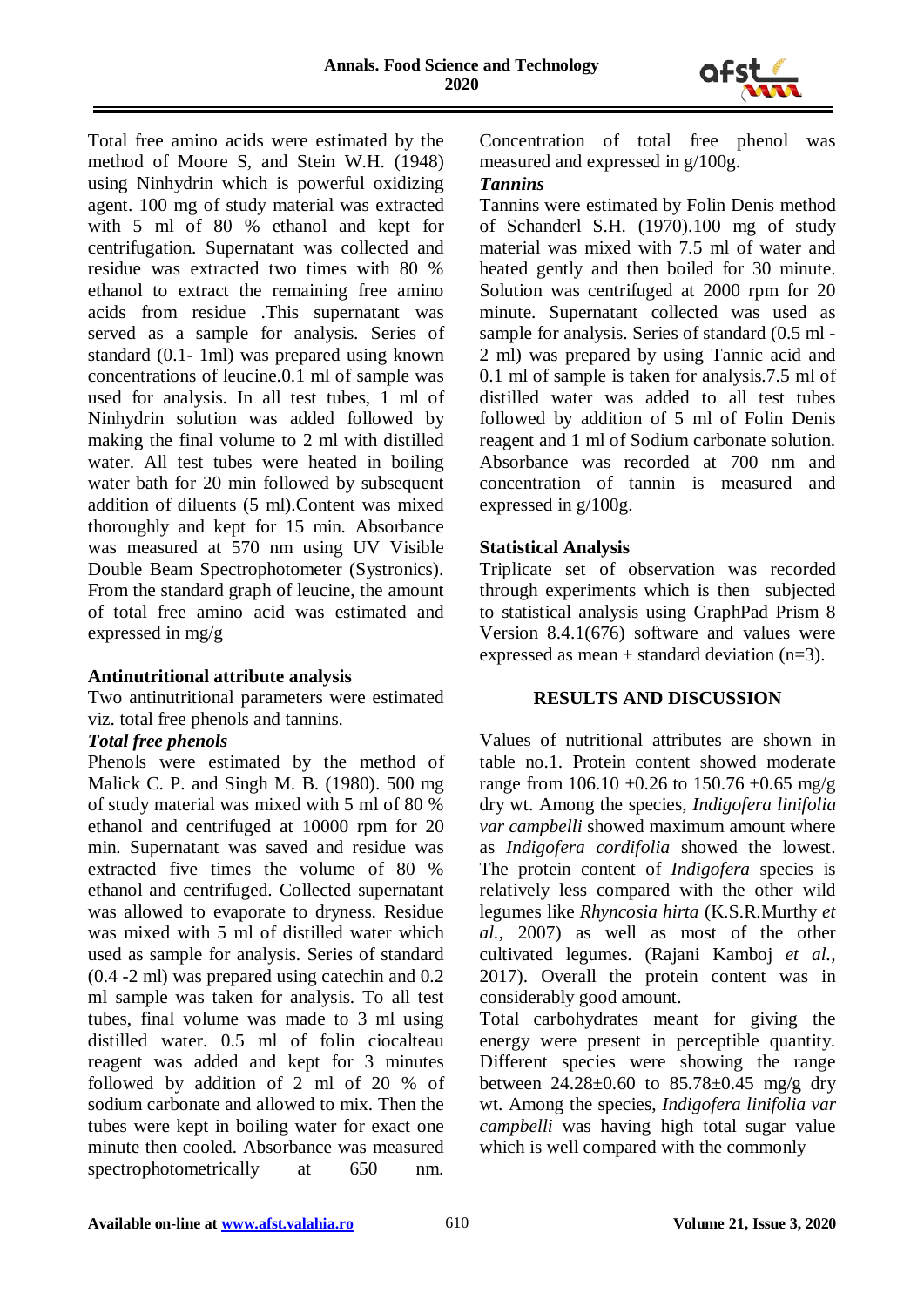Total free amino acids were estimated by the method of Moore S, and Stein W.H. (1948) using Ninhydrin which is powerful oxidizing agent. 100 mg of study material was extracted with 5 ml of 80 % ethanol and kept for centrifugation. Supernatant was collected and residue was extracted two times with 80 % ethanol to extract the remaining free amino acids from residue .This supernatant was served as a sample for analysis. Series of standard (0.1- 1ml) was prepared using known concentrations of leucine.0.1 ml of sample was used for analysis. In all test tubes, 1 ml of Ninhydrin solution was added followed by making the final volume to 2 ml with distilled water. All test tubes were heated in boiling water bath for 20 min followed by subsequent addition of diluents (5 ml).Content was mixed thoroughly and kept for 15 min. Absorbance was measured at 570 nm using UV Visible Double Beam Spectrophotometer (Systronics). From the standard graph of leucine, the amount of total free amino acid was estimated and expressed in mg/g

**Antinutritional attribute analysis**

Two antinutritional parameters were estimated viz. total free phenols and tannins.

***Total free phenols***

Phenols were estimated by the method of Malick C. P. and Singh M. B. (1980). 500 mg of study material was mixed with 5 ml of 80 % ethanol and centrifuged at 10000 rpm for 20 min. Supernatant was saved and residue was extracted five times the volume of 80 % ethanol and centrifuged. Collected supernatant was allowed to evaporate to dryness. Residue was mixed with 5 ml of distilled water which used as sample for analysis. Series of standard (0.4 -2 ml) was prepared using catechin and 0.2 ml sample was taken for analysis. To all test tubes, final volume was made to 3 ml using distilled water. 0.5 ml of folin ciocalteau reagent was added and kept for 3 minutes followed by addition of 2 ml of 20 % of sodium carbonate and allowed to mix. Then the tubes were kept in boiling water for exact one minute then cooled. Absorbance was measured spectrophotometrically at 650 nm. Concentration of total free phenol was measured and expressed in g/100g.

***Tannins***

Tannins were estimated by Folin Denis method of Schanderl S.H. (1970).100 mg of study material was mixed with 7.5 ml of water and heated gently and then boiled for 30 minute. Solution was centrifuged at 2000 rpm for 20 minute. Supernatant collected was used as sample for analysis. Series of standard (0.5 ml - 2 ml) was prepared by using Tannic acid and 0.1 ml of sample is taken for analysis.7.5 ml of distilled water was added to all test tubes followed by addition of 5 ml of Folin Denis reagent and 1 ml of Sodium carbonate solution. Absorbance was recorded at 700 nm and concentration of tannin is measured and expressed in g/100g.

**Statistical Analysis**

Triplicate set of observation was recorded through experiments which is then subjected to statistical analysis using GraphPad Prism 8 Version 8.4.1(676) software and values were expressed as mean ± standard deviation (n=3).

## RESULTS AND DISCUSSION

Values of nutritional attributes are shown in table no.1. Protein content showed moderate range from 106.10 ±0.26 to 150.76 ±0.65 mg/g dry wt. Among the species, *Indigofera linifolia var campbelli* showed maximum amount where as *Indigofera cordifolia* showed the lowest. The protein content of *Indigofera* species is relatively less compared with the other wild legumes like *Rhyncosia hirta* (K.S.R.Murthy *et al.*, 2007) as well as most of the other cultivated legumes. (Rajani Kamboj *et al.*, 2017). Overall the protein content was in considerably good amount.

Total carbohydrates meant for giving the energy were present in perceptible quantity. Different species were showing the range between 24.28±0.60 to 85.78±0.45 mg/g dry wt. Among the species, *Indigofera linifolia var campbelli* was having high total sugar value which is well compared with the commonly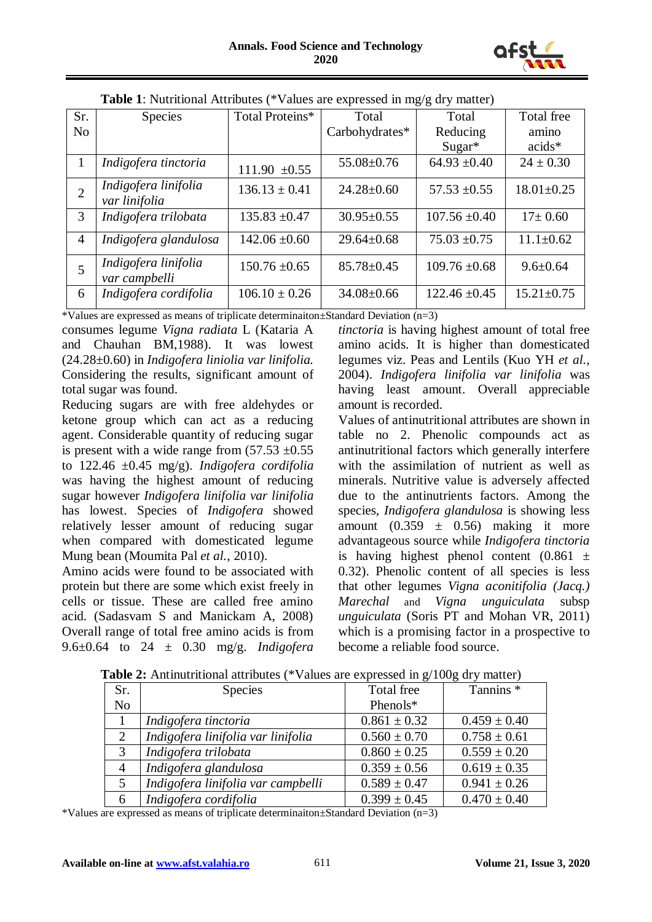**Table 1**: Nutritional Attributes (*Values are expressed in mg/g dry matter)

| Sr. No | Species | Total Proteins* | Total Carbohydrates* | Total Reducing Sugar* | Total free amino acids* |
|---|---|---|---|---|---|
| 1 | *Indigofera tinctoria* | 111.90 ±0.55 | 55.08±0.76 | 64.93 ±0.40 | 24 ± 0.30 |
| 2 | *Indigofera linifolia var linifolia* | 136.13 ± 0.41 | 24.28±0.60 | 57.53 ±0.55 | 18.01±0.25 |
| 3 | *Indigofera trilobata* | 135.83 ±0.47 | 30.95±0.55 | 107.56 ±0.40 | 17± 0.60 |
| 4 | *Indigofera glandulosa* | 142.06 ±0.60 | 29.64±0.68 | 75.03 ±0.75 | 11.1±0.62 |
| 5 | *Indigofera linifolia var campbelli* | 150.76 ±0.65 | 85.78±0.45 | 109.76 ±0.68 | 9.6±0.64 |
| 6 | *Indigofera cordifolia* | 106.10 ± 0.26 | 34.08±0.66 | 122.46 ±0.45 | 15.21±0.75 |

*Values are expressed as means of triplicate determinaiton±Standard Deviation (n=3)

consumes legume *Vigna radiata* L (Kataria A and Chauhan BM,1988). It was lowest (24.28±0.60) in *Indigofera liniolia var linifolia.* Considering the results, significant amount of total sugar was found.

Reducing sugars are with free aldehydes or ketone group which can act as a reducing agent. Considerable quantity of reducing sugar is present with a wide range from (57.53 ±0.55 to 122.46 ±0.45 mg/g). *Indigofera cordifolia* was having the highest amount of reducing sugar however *Indigofera linifolia var linifolia* has lowest. Species of *Indigofera* showed relatively lesser amount of reducing sugar when compared with domesticated legume Mung bean (Moumita Pal *et al.,* 2010).

Amino acids were found to be associated with protein but there are some which exist freely in cells or tissue. These are called free amino acid. (Sadasvam S and Manickam A, 2008) Overall range of total free amino acids is from 9.6±0.64 to 24 ± 0.30 mg/g. *Indigofera tinctoria* is having highest amount of total free amino acids. It is higher than domesticated legumes viz. Peas and Lentils (Kuo YH *et al.,* 2004). *Indigofera linifolia var linifolia* was having least amount. Overall appreciable amount is recorded.

Values of antinutritional attributes are shown in table no 2. Phenolic compounds act as antinutritional factors which generally interfere with the assimilation of nutrient as well as minerals. Nutritive value is adversely affected due to the antinutrients factors. Among the species, *Indigofera glandulosa* is showing less amount (0.359 ± 0.56) making it more advantageous source while *Indigofera tinctoria* is having highest phenol content (0.861 ± 0.32). Phenolic content of all species is less that other legumes *Vigna aconitifolia (Jacq.) Marechal* and *Vigna unguiculata* subsp *unguiculata* (Soris PT and Mohan VR, 2011) which is a promising factor in a prospective to become a reliable food source.

**Table 2:** Antinutritional attributes (*Values are expressed in g/100g dry matter)

| Sr. No | Species | Total free Phenols* | Tannins * |
|---|---|---|---|
| 1 | *Indigofera tinctoria* | 0.861 ± 0.32 | 0.459 ± 0.40 |
| 2 | *Indigofera linifolia var linifolia* | 0.560 ± 0.70 | 0.758 ± 0.61 |
| 3 | *Indigofera trilobata* | 0.860 ± 0.25 | 0.559 ± 0.20 |
| 4 | *Indigofera glandulosa* | 0.359 ± 0.56 | 0.619 ± 0.35 |
| 5 | *Indigofera linifolia var campbelli* | 0.589 ± 0.47 | 0.941 ± 0.26 |
| 6 | *Indigofera cordifolia* | 0.399 ± 0.45 | 0.470 ± 0.40 |

*Values are expressed as means of triplicate determinaiton±Standard Deviation (n=3)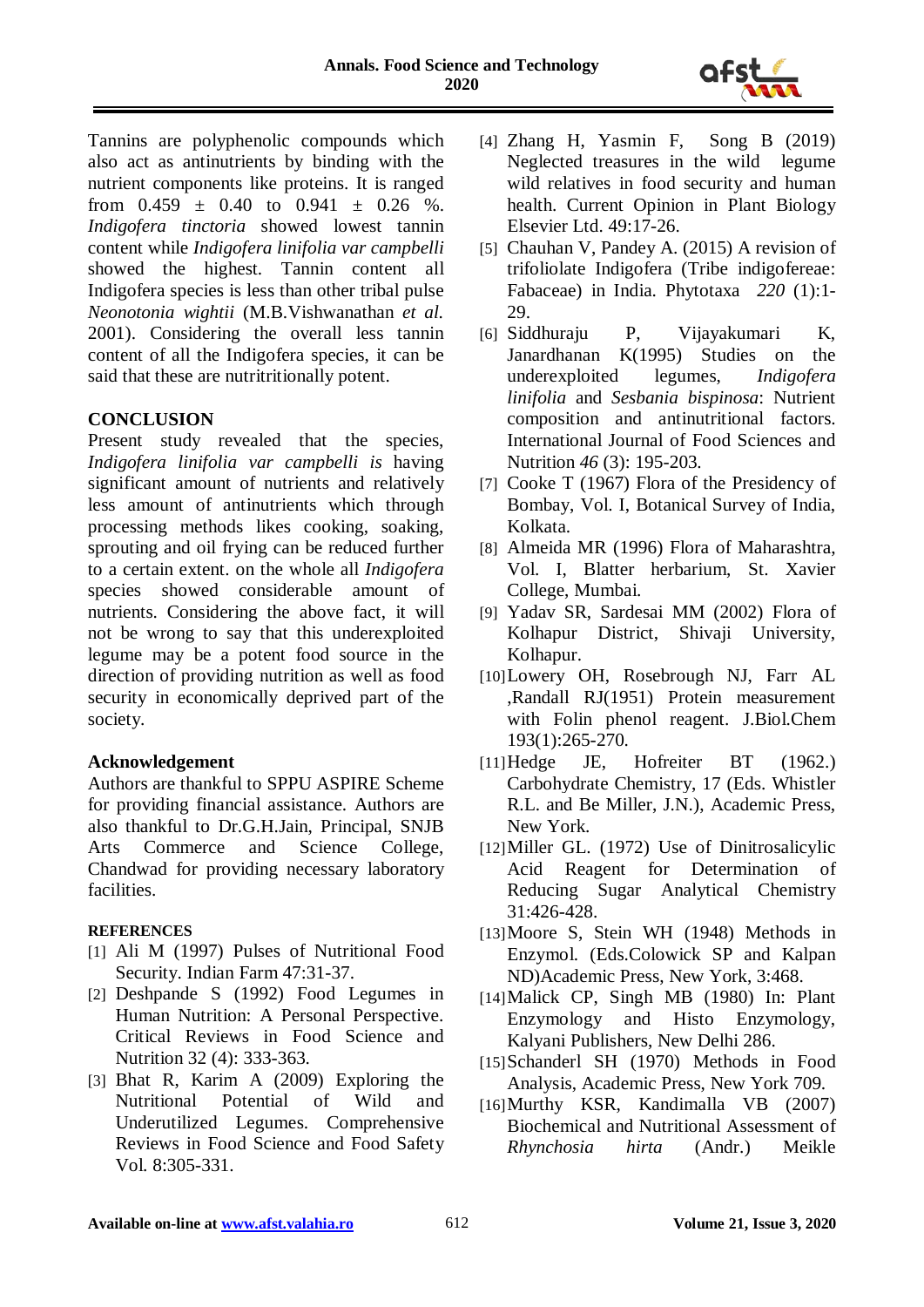Tannins are polyphenolic compounds which also act as antinutrients by binding with the nutrient components like proteins. It is ranged from 0.459 ± 0.40 to 0.941 ± 0.26 %. *Indigofera tinctoria* showed lowest tannin content while *Indigofera linifolia var campbelli* showed the highest. Tannin content all Indigofera species is less than other tribal pulse *Neonotonia wightii* (M.B.Vishwanathan *et al.* 2001). Considering the overall less tannin content of all the Indigofera species, it can be said that these are nutritritionally potent.

## CONCLUSION

Present study revealed that the species, *Indigofera linifolia var campbelli is* having significant amount of nutrients and relatively less amount of antinutrients which through processing methods likes cooking, soaking, sprouting and oil frying can be reduced further to a certain extent. on the whole all *Indigofera* species showed considerable amount of nutrients. Considering the above fact, it will not be wrong to say that this underexploited legume may be a potent food source in the direction of providing nutrition as well as food security in economically deprived part of the society.

## Acknowledgement

Authors are thankful to SPPU ASPIRE Scheme for providing financial assistance. Authors are also thankful to Dr.G.H.Jain, Principal, SNJB Arts Commerce and Science College, Chandwad for providing necessary laboratory facilities.

## REFERENCES

[1] Ali M (1997) Pulses of Nutritional Food Security. Indian Farm 47:31-37.

[2] Deshpande S (1992) Food Legumes in Human Nutrition: A Personal Perspective. Critical Reviews in Food Science and Nutrition 32 (4): 333-363.

[3] Bhat R, Karim A (2009) Exploring the Nutritional Potential of Wild and Underutilized Legumes. Comprehensive Reviews in Food Science and Food Safety Vol. 8:305-331.

[4] Zhang H, Yasmin F, Song B (2019) Neglected treasures in the wild legume wild relatives in food security and human health. Current Opinion in Plant Biology Elsevier Ltd. 49:17-26.

[5] Chauhan V, Pandey A. (2015) A revision of trifoliolate Indigofera (Tribe indigofereae: Fabaceae) in India. Phytotaxa *220* (1):1-29.

[6] Siddhuraju P, Vijayakumari K, Janardhanan K(1995) Studies on the underexploited legumes, *Indigofera linifolia* and *Sesbania bispinosa*: Nutrient composition and antinutritional factors. International Journal of Food Sciences and Nutrition *46* (3): 195-203.

[7] Cooke T (1967) Flora of the Presidency of Bombay, Vol. I, Botanical Survey of India, Kolkata.

[8] Almeida MR (1996) Flora of Maharashtra, Vol. I, Blatter herbarium, St. Xavier College, Mumbai.

[9] Yadav SR, Sardesai MM (2002) Flora of Kolhapur District, Shivaji University, Kolhapur.

[10] Lowery OH, Rosebrough NJ, Farr AL ,Randall RJ(1951) Protein measurement with Folin phenol reagent. J.Biol.Chem 193(1):265-270.

[11] Hedge JE, Hofreiter BT (1962.) Carbohydrate Chemistry, 17 (Eds. Whistler R.L. and Be Miller, J.N.), Academic Press, New York.

[12] Miller GL. (1972) Use of Dinitrosalicylic Acid Reagent for Determination of Reducing Sugar Analytical Chemistry 31:426-428.

[13] Moore S, Stein WH (1948) Methods in Enzymol. (Eds.Colowick SP and Kalpan ND)Academic Press, New York, 3:468.

[14] Malick CP, Singh MB (1980) In: Plant Enzymology and Histo Enzymology, Kalyani Publishers, New Delhi 286.

[15] Schanderl SH (1970) Methods in Food Analysis, Academic Press, New York 709.

[16] Murthy KSR, Kandimalla VB (2007) Biochemical and Nutritional Assessment of *Rhynchosia hirta* (Andr.) Meikle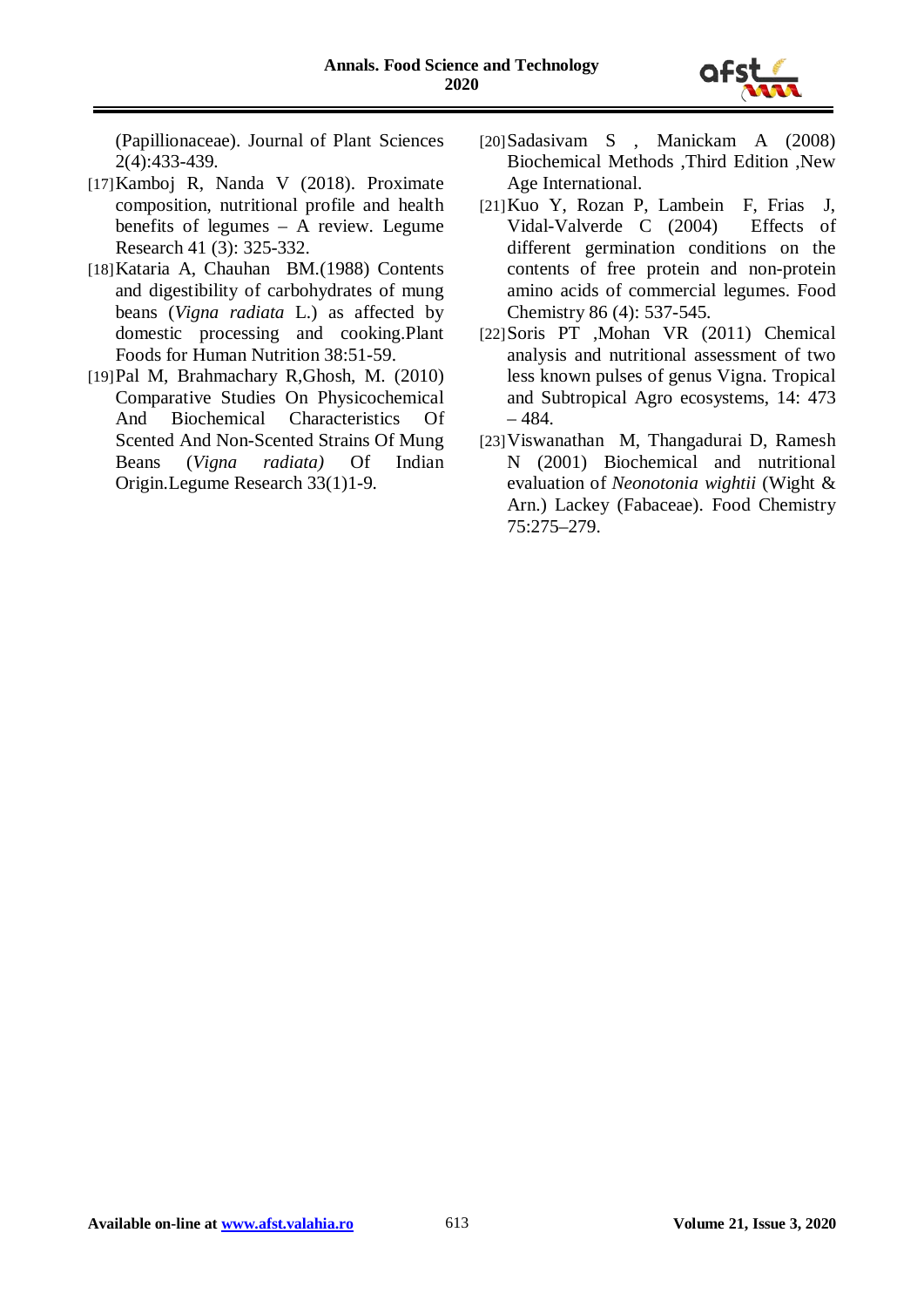(Papillionaceae). Journal of Plant Sciences 2(4):433-439.

[17] Kamboj R, Nanda V (2018). Proximate composition, nutritional profile and health benefits of legumes – A review. Legume Research 41 (3): 325-332.

[18] Kataria A, Chauhan BM.(1988) Contents and digestibility of carbohydrates of mung beans (*Vigna radiata* L.) as affected by domestic processing and cooking.Plant Foods for Human Nutrition 38:51-59.

[19] Pal M, Brahmachary R,Ghosh, M. (2010) Comparative Studies On Physicochemical And Biochemical Characteristics Of Scented And Non-Scented Strains Of Mung Beans (*Vigna radiata)* Of Indian Origin.Legume Research 33(1)1-9.

[20] Sadasivam S , Manickam A (2008) Biochemical Methods ,Third Edition ,New Age International.

[21] Kuo Y, Rozan P, Lambein F, Frias J, Vidal-Valverde C (2004) Effects of different germination conditions on the contents of free protein and non-protein amino acids of commercial legumes. Food Chemistry 86 (4): 537-545.

[22] Soris PT ,Mohan VR (2011) Chemical analysis and nutritional assessment of two less known pulses of genus Vigna. Tropical and Subtropical Agro ecosystems, 14: 473 – 484.

[23] Viswanathan M, Thangadurai D, Ramesh N (2001) Biochemical and nutritional evaluation of *Neonotonia wightii* (Wight & Arn.) Lackey (Fabaceae). Food Chemistry 75:275–279.